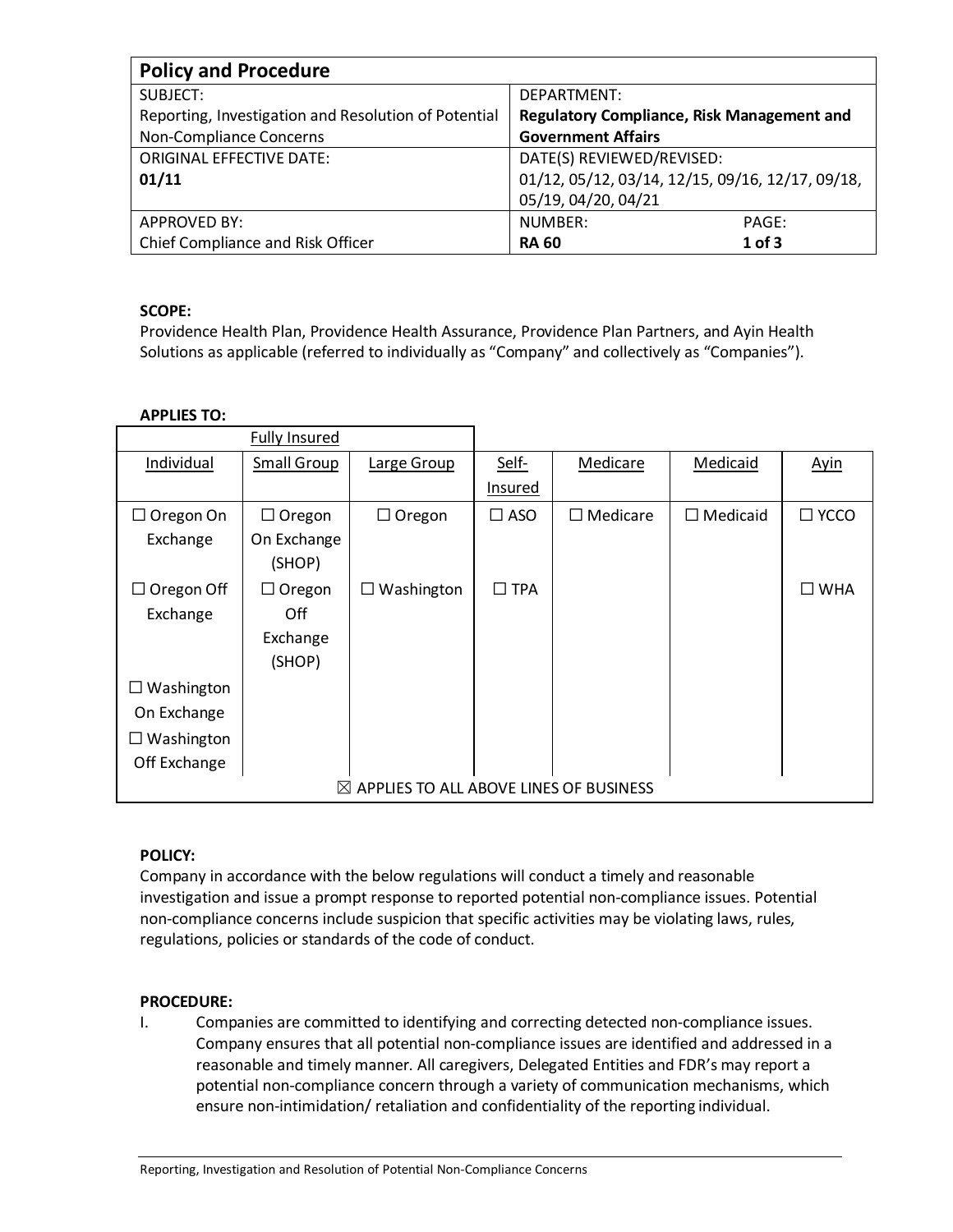| Policy and Procedure | | |
|---|---|---|
| SUBJECT:<br>Reporting, Investigation and Resolution of Potential Non-Compliance Concerns | DEPARTMENT:<br>**Regulatory Compliance, Risk Management and Government Affairs** | |
| ORIGINAL EFFECTIVE DATE:<br>**01/11** | DATE(S) REVIEWED/REVISED:<br>01/12, 05/12, 03/14, 12/15, 09/16, 12/17, 09/18, 05/19, 04/20, 04/21 | |
| APPROVED BY:<br>Chief Compliance and Risk Officer | NUMBER:<br>**RA 60** | PAGE:<br>**1 of 3** |

**SCOPE:**
Providence Health Plan, Providence Health Assurance, Providence Plan Partners, and Ayin Health Solutions as applicable (referred to individually as "Company" and collectively as "Companies").

**APPLIES TO:**

| Fully Insured | | | | | | |
|---|---|---|---|---|---|---|
| Individual | Small Group | Large Group | Self-Insured | Medicare | Medicaid | Ayin |
| ☐ Oregon On Exchange | ☐ Oregon On Exchange (SHOP) | ☐ Oregon | ☐ ASO | ☐ Medicare | ☐ Medicaid | ☐ YCCO |
| ☐ Oregon Off Exchange | ☐ Oregon Off Exchange (SHOP) | ☐ Washington | ☐ TPA | | | ☐ WHA |
| ☐ Washington On Exchange | | | | | | |
| ☐ Washington Off Exchange | | | | | | |
| ☒ APPLIES TO ALL ABOVE LINES OF BUSINESS | | | | | | |

**POLICY:**
Company in accordance with the below regulations will conduct a timely and reasonable investigation and issue a prompt response to reported potential non-compliance issues. Potential non-compliance concerns include suspicion that specific activities may be violating laws, rules, regulations, policies or standards of the code of conduct.

**PROCEDURE:**

I. Companies are committed to identifying and correcting detected non-compliance issues. Company ensures that all potential non-compliance issues are identified and addressed in a reasonable and timely manner. All caregivers, Delegated Entities and FDR's may report a potential non-compliance concern through a variety of communication mechanisms, which ensure non-intimidation/ retaliation and confidentiality of the reporting individual.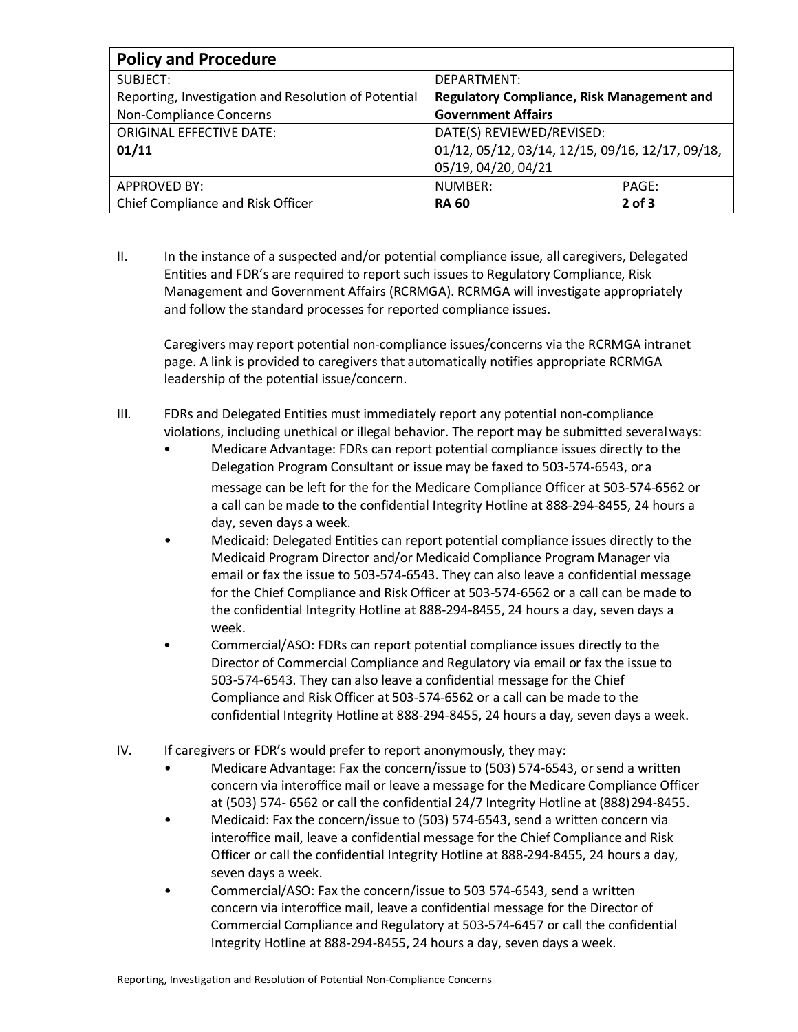| **Policy and Procedure** | | |
|---|---|---|
| SUBJECT:<br>Reporting, Investigation and Resolution of Potential Non-Compliance Concerns | DEPARTMENT:<br>**Regulatory Compliance, Risk Management and Government Affairs** | |
| ORIGINAL EFFECTIVE DATE:<br>**01/11** | DATE(S) REVIEWED/REVISED:<br>01/12, 05/12, 03/14, 12/15, 09/16, 12/17, 09/18, 05/19, 04/20, 04/21 | |
| APPROVED BY:<br>Chief Compliance and Risk Officer | NUMBER:<br>**RA 60** | PAGE:<br>**2 of 3** |

II. In the instance of a suspected and/or potential compliance issue, all caregivers, Delegated Entities and FDR's are required to report such issues to Regulatory Compliance, Risk Management and Government Affairs (RCRMGA). RCRMGA will investigate appropriately and follow the standard processes for reported compliance issues.

Caregivers may report potential non-compliance issues/concerns via the RCRMGA intranet page. A link is provided to caregivers that automatically notifies appropriate RCRMGA leadership of the potential issue/concern.

III. FDRs and Delegated Entities must immediately report any potential non-compliance violations, including unethical or illegal behavior. The report may be submitted several ways:

- Medicare Advantage: FDRs can report potential compliance issues directly to the Delegation Program Consultant or issue may be faxed to 503-574-6543, or a message can be left for the for the Medicare Compliance Officer at 503-574-6562 or a call can be made to the confidential Integrity Hotline at 888-294-8455, 24 hours a day, seven days a week.
- Medicaid: Delegated Entities can report potential compliance issues directly to the Medicaid Program Director and/or Medicaid Compliance Program Manager via email or fax the issue to 503-574-6543. They can also leave a confidential message for the Chief Compliance and Risk Officer at 503-574-6562 or a call can be made to the confidential Integrity Hotline at 888-294-8455, 24 hours a day, seven days a week.
- Commercial/ASO: FDRs can report potential compliance issues directly to the Director of Commercial Compliance and Regulatory via email or fax the issue to 503-574-6543. They can also leave a confidential message for the Chief Compliance and Risk Officer at 503-574-6562 or a call can be made to the confidential Integrity Hotline at 888-294-8455, 24 hours a day, seven days a week.

IV. If caregivers or FDR's would prefer to report anonymously, they may:

- Medicare Advantage: Fax the concern/issue to (503) 574-6543, or send a written concern via interoffice mail or leave a message for the Medicare Compliance Officer at (503) 574- 6562 or call the confidential 24/7 Integrity Hotline at (888)294-8455.
- Medicaid: Fax the concern/issue to (503) 574-6543, send a written concern via interoffice mail, leave a confidential message for the Chief Compliance and Risk Officer or call the confidential Integrity Hotline at 888-294-8455, 24 hours a day, seven days a week.
- Commercial/ASO: Fax the concern/issue to 503 574-6543, send a written concern via interoffice mail, leave a confidential message for the Director of Commercial Compliance and Regulatory at 503-574-6457 or call the confidential Integrity Hotline at 888-294-8455, 24 hours a day, seven days a week.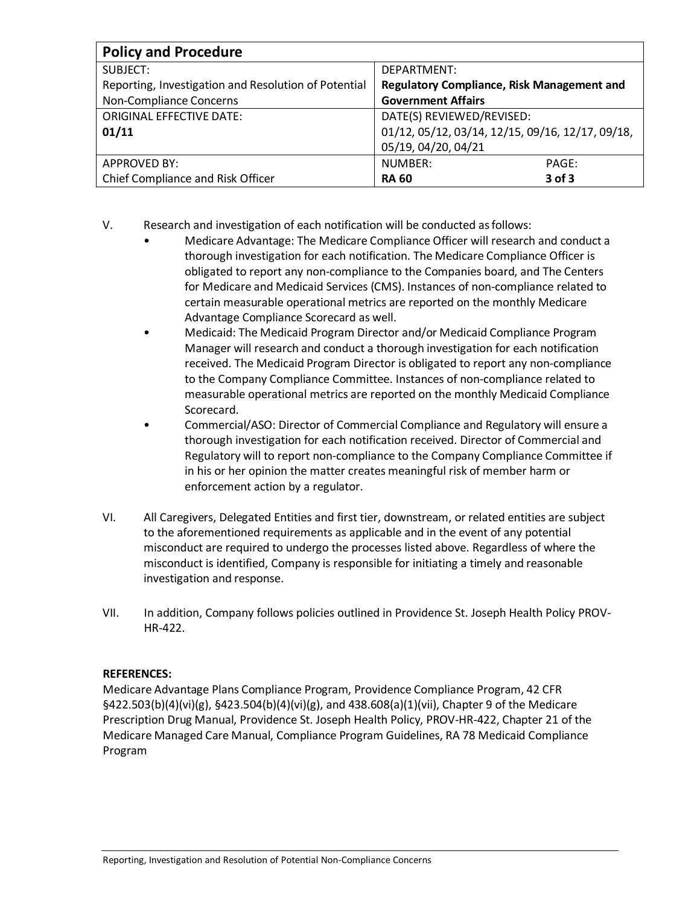| **Policy and Procedure** | | |
|---|---|---|
| SUBJECT:<br>Reporting, Investigation and Resolution of Potential Non-Compliance Concerns | DEPARTMENT:<br>**Regulatory Compliance, Risk Management and Government Affairs** | |
| ORIGINAL EFFECTIVE DATE:<br>**01/11** | DATE(S) REVIEWED/REVISED:<br>01/12, 05/12, 03/14, 12/15, 09/16, 12/17, 09/18, 05/19, 04/20, 04/21 | |
| APPROVED BY:<br>Chief Compliance and Risk Officer | NUMBER:<br>**RA 60** | PAGE:<br>**3 of 3** |

V. Research and investigation of each notification will be conducted as follows:

- Medicare Advantage: The Medicare Compliance Officer will research and conduct a thorough investigation for each notification. The Medicare Compliance Officer is obligated to report any non-compliance to the Companies board, and The Centers for Medicare and Medicaid Services (CMS). Instances of non-compliance related to certain measurable operational metrics are reported on the monthly Medicare Advantage Compliance Scorecard as well.
- Medicaid: The Medicaid Program Director and/or Medicaid Compliance Program Manager will research and conduct a thorough investigation for each notification received. The Medicaid Program Director is obligated to report any non-compliance to the Company Compliance Committee. Instances of non-compliance related to measurable operational metrics are reported on the monthly Medicaid Compliance Scorecard.
- Commercial/ASO: Director of Commercial Compliance and Regulatory will ensure a thorough investigation for each notification received. Director of Commercial and Regulatory will to report non-compliance to the Company Compliance Committee if in his or her opinion the matter creates meaningful risk of member harm or enforcement action by a regulator.

VI. All Caregivers, Delegated Entities and first tier, downstream, or related entities are subject to the aforementioned requirements as applicable and in the event of any potential misconduct are required to undergo the processes listed above. Regardless of where the misconduct is identified, Company is responsible for initiating a timely and reasonable investigation and response.

VII. In addition, Company follows policies outlined in Providence St. Joseph Health Policy PROV-HR-422.

**REFERENCES:**

Medicare Advantage Plans Compliance Program, Providence Compliance Program, 42 CFR §422.503(b)(4)(vi)(g), §423.504(b)(4)(vi)(g), and 438.608(a)(1)(vii), Chapter 9 of the Medicare Prescription Drug Manual, Providence St. Joseph Health Policy, PROV-HR-422, Chapter 21 of the Medicare Managed Care Manual, Compliance Program Guidelines, RA 78 Medicaid Compliance Program